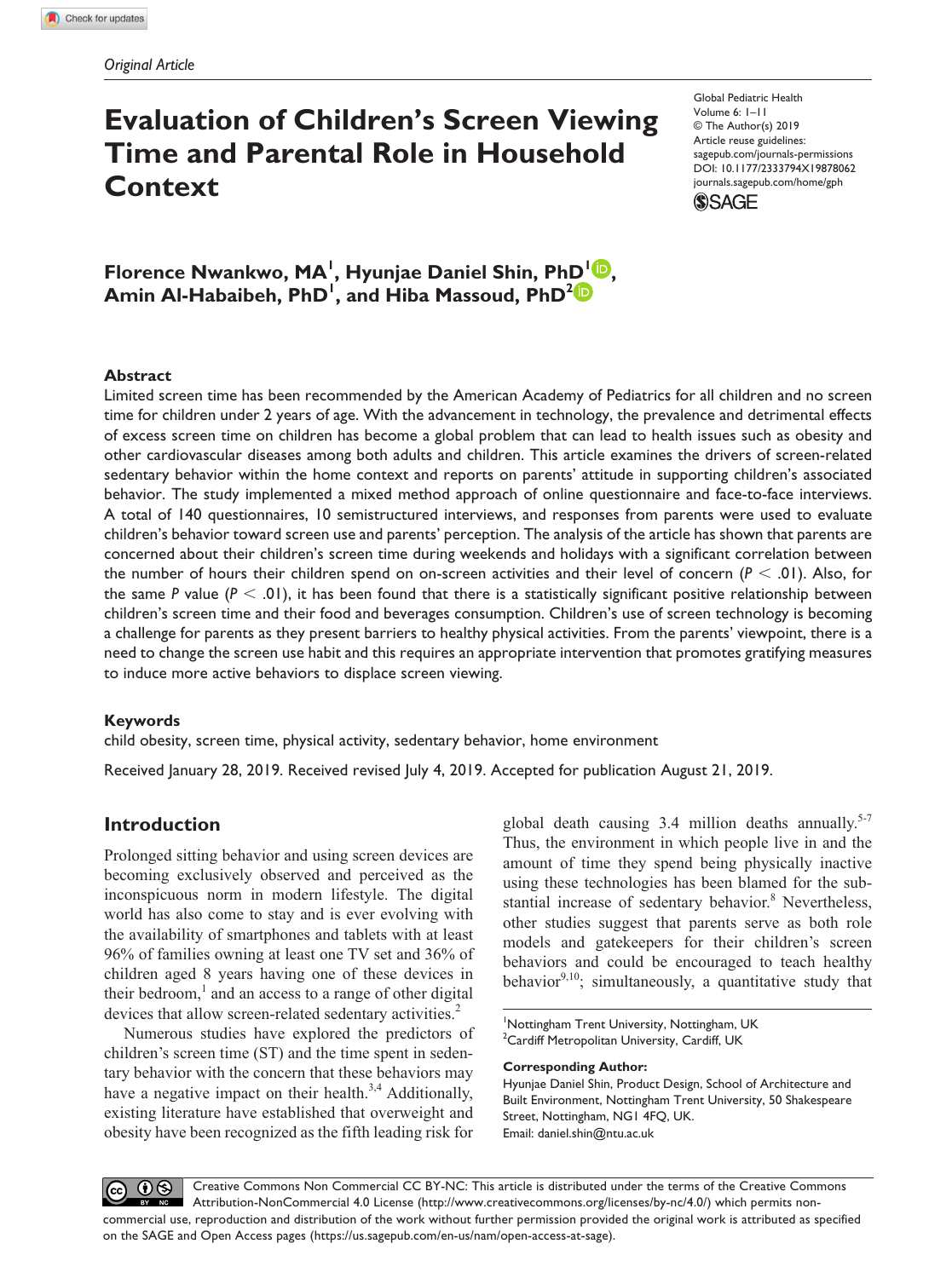*Original Article*

# Evaluation of Children's Screen Viewing Time and Parental Role in Household Context

Global Pediatric Health
Volume 6: 1–11
© The Author(s) 2019
Article reuse guidelines: sagepub.com/journals-permissions
DOI: 10.1177/2333794X19878062
journals.sagepub.com/home/gph

**Florence Nwankwo, MA[1], Hyunjae Daniel Shin, PhD[1], Amin Al-Habaibeh, PhD[1], and Hiba Massoud, PhD[2]**

## Abstract

Limited screen time has been recommended by the American Academy of Pediatrics for all children and no screen time for children under 2 years of age. With the advancement in technology, the prevalence and detrimental effects of excess screen time on children has become a global problem that can lead to health issues such as obesity and other cardiovascular diseases among both adults and children. This article examines the drivers of screen-related sedentary behavior within the home context and reports on parents' attitude in supporting children's associated behavior. The study implemented a mixed method approach of online questionnaire and face-to-face interviews. A total of 140 questionnaires, 10 semistructured interviews, and responses from parents were used to evaluate children's behavior toward screen use and parents' perception. The analysis of the article has shown that parents are concerned about their children's screen time during weekends and holidays with a significant correlation between the number of hours their children spend on on-screen activities and their level of concern ($P < .01$). Also, for the same $P$ value ($P < .01$), it has been found that there is a statistically significant positive relationship between children's screen time and their food and beverages consumption. Children's use of screen technology is becoming a challenge for parents as they present barriers to healthy physical activities. From the parents' viewpoint, there is a need to change the screen use habit and this requires an appropriate intervention that promotes gratifying measures to induce more active behaviors to displace screen viewing.

### Keywords

child obesity, screen time, physical activity, sedentary behavior, home environment

Received January 28, 2019. Received revised July 4, 2019. Accepted for publication August 21, 2019.

## Introduction

Prolonged sitting behavior and using screen devices are becoming exclusively observed and perceived as the inconspicuous norm in modern lifestyle. The digital world has also come to stay and is ever evolving with the availability of smartphones and tablets with at least 96% of families owning at least one TV set and 36% of children aged 8 years having one of these devices in their bedroom,[1] and an access to a range of other digital devices that allow screen-related sedentary activities.[2]

Numerous studies have explored the predictors of children's screen time (ST) and the time spent in sedentary behavior with the concern that these behaviors may have a negative impact on their health.[3,4] Additionally, existing literature have established that overweight and obesity have been recognized as the fifth leading risk for global death causing 3.4 million deaths annually.[5-7] Thus, the environment in which people live in and the amount of time they spend being physically inactive using these technologies has been blamed for the substantial increase of sedentary behavior.[8] Nevertheless, other studies suggest that parents serve as both role models and gatekeepers for their children's screen behaviors and could be encouraged to teach healthy behavior[9,10]; simultaneously, a quantitative study that

[1]Nottingham Trent University, Nottingham, UK
[2]Cardiff Metropolitan University, Cardiff, UK

**Corresponding Author:**
Hyunjae Daniel Shin, Product Design, School of Architecture and Built Environment, Nottingham Trent University, 50 Shakespeare Street, Nottingham, NG1 4FQ, UK.
Email: daniel.shin@ntu.ac.uk

Creative Commons Non Commercial CC BY-NC: This article is distributed under the terms of the Creative Commons Attribution-NonCommercial 4.0 License (http://www.creativecommons.org/licenses/by-nc/4.0/) which permits non-commercial use, reproduction and distribution of the work without further permission provided the original work is attributed as specified on the SAGE and Open Access pages (https://us.sagepub.com/en-us/nam/open-access-at-sage).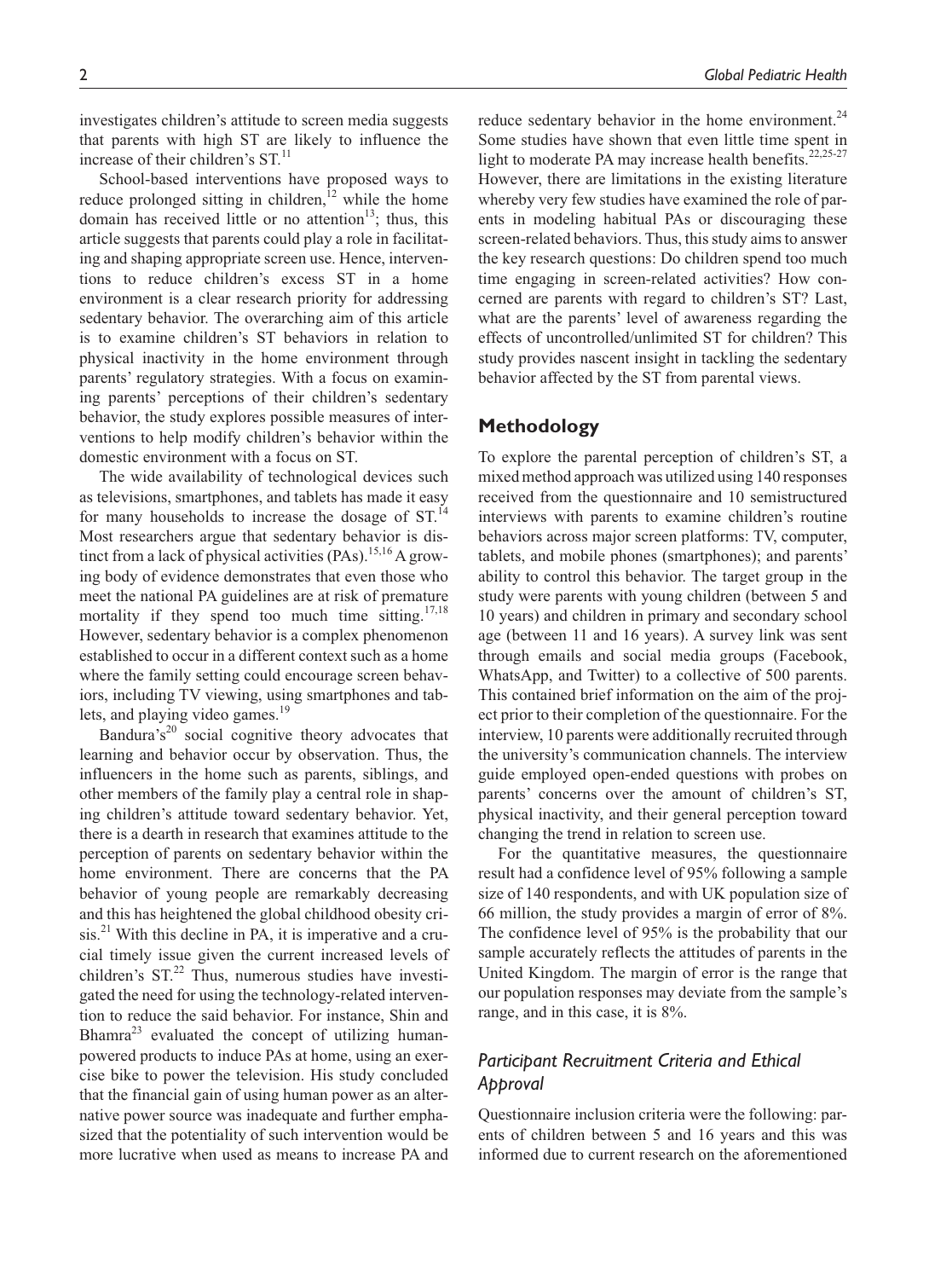investigates children's attitude to screen media suggests that parents with high ST are likely to influence the increase of their children's ST.[11]

School-based interventions have proposed ways to reduce prolonged sitting in children,[12] while the home domain has received little or no attention[13]; thus, this article suggests that parents could play a role in facilitating and shaping appropriate screen use. Hence, interventions to reduce children's excess ST in a home environment is a clear research priority for addressing sedentary behavior. The overarching aim of this article is to examine children's ST behaviors in relation to physical inactivity in the home environment through parents' regulatory strategies. With a focus on examining parents' perceptions of their children's sedentary behavior, the study explores possible measures of interventions to help modify children's behavior within the domestic environment with a focus on ST.

The wide availability of technological devices such as televisions, smartphones, and tablets has made it easy for many households to increase the dosage of ST.[14] Most researchers argue that sedentary behavior is distinct from a lack of physical activities (PAs).[15,16] A growing body of evidence demonstrates that even those who meet the national PA guidelines are at risk of premature mortality if they spend too much time sitting.[17,18] However, sedentary behavior is a complex phenomenon established to occur in a different context such as a home where the family setting could encourage screen behaviors, including TV viewing, using smartphones and tablets, and playing video games.[19]

Bandura's[20] social cognitive theory advocates that learning and behavior occur by observation. Thus, the influencers in the home such as parents, siblings, and other members of the family play a central role in shaping children's attitude toward sedentary behavior. Yet, there is a dearth in research that examines attitude to the perception of parents on sedentary behavior within the home environment. There are concerns that the PA behavior of young people are remarkably decreasing and this has heightened the global childhood obesity crisis.[21] With this decline in PA, it is imperative and a crucial timely issue given the current increased levels of children's ST.[22] Thus, numerous studies have investigated the need for using the technology-related intervention to reduce the said behavior. For instance, Shin and Bhamra[23] evaluated the concept of utilizing human-powered products to induce PAs at home, using an exercise bike to power the television. His study concluded that the financial gain of using human power as an alternative power source was inadequate and further emphasized that the potentiality of such intervention would be more lucrative when used as means to increase PA and reduce sedentary behavior in the home environment.[24] Some studies have shown that even little time spent in light to moderate PA may increase health benefits.[22,25-27] However, there are limitations in the existing literature whereby very few studies have examined the role of parents in modeling habitual PAs or discouraging these screen-related behaviors. Thus, this study aims to answer the key research questions: Do children spend too much time engaging in screen-related activities? How concerned are parents with regard to children's ST? Last, what are the parents' level of awareness regarding the effects of uncontrolled/unlimited ST for children? This study provides nascent insight in tackling the sedentary behavior affected by the ST from parental views.

## Methodology

To explore the parental perception of children's ST, a mixed method approach was utilized using 140 responses received from the questionnaire and 10 semistructured interviews with parents to examine children's routine behaviors across major screen platforms: TV, computer, tablets, and mobile phones (smartphones); and parents' ability to control this behavior. The target group in the study were parents with young children (between 5 and 10 years) and children in primary and secondary school age (between 11 and 16 years). A survey link was sent through emails and social media groups (Facebook, WhatsApp, and Twitter) to a collective of 500 parents. This contained brief information on the aim of the project prior to their completion of the questionnaire. For the interview, 10 parents were additionally recruited through the university's communication channels. The interview guide employed open-ended questions with probes on parents' concerns over the amount of children's ST, physical inactivity, and their general perception toward changing the trend in relation to screen use.

For the quantitative measures, the questionnaire result had a confidence level of 95% following a sample size of 140 respondents, and with UK population size of 66 million, the study provides a margin of error of 8%. The confidence level of 95% is the probability that our sample accurately reflects the attitudes of parents in the United Kingdom. The margin of error is the range that our population responses may deviate from the sample's range, and in this case, it is 8%.

### *Participant Recruitment Criteria and Ethical Approval*

Questionnaire inclusion criteria were the following: parents of children between 5 and 16 years and this was informed due to current research on the aforementioned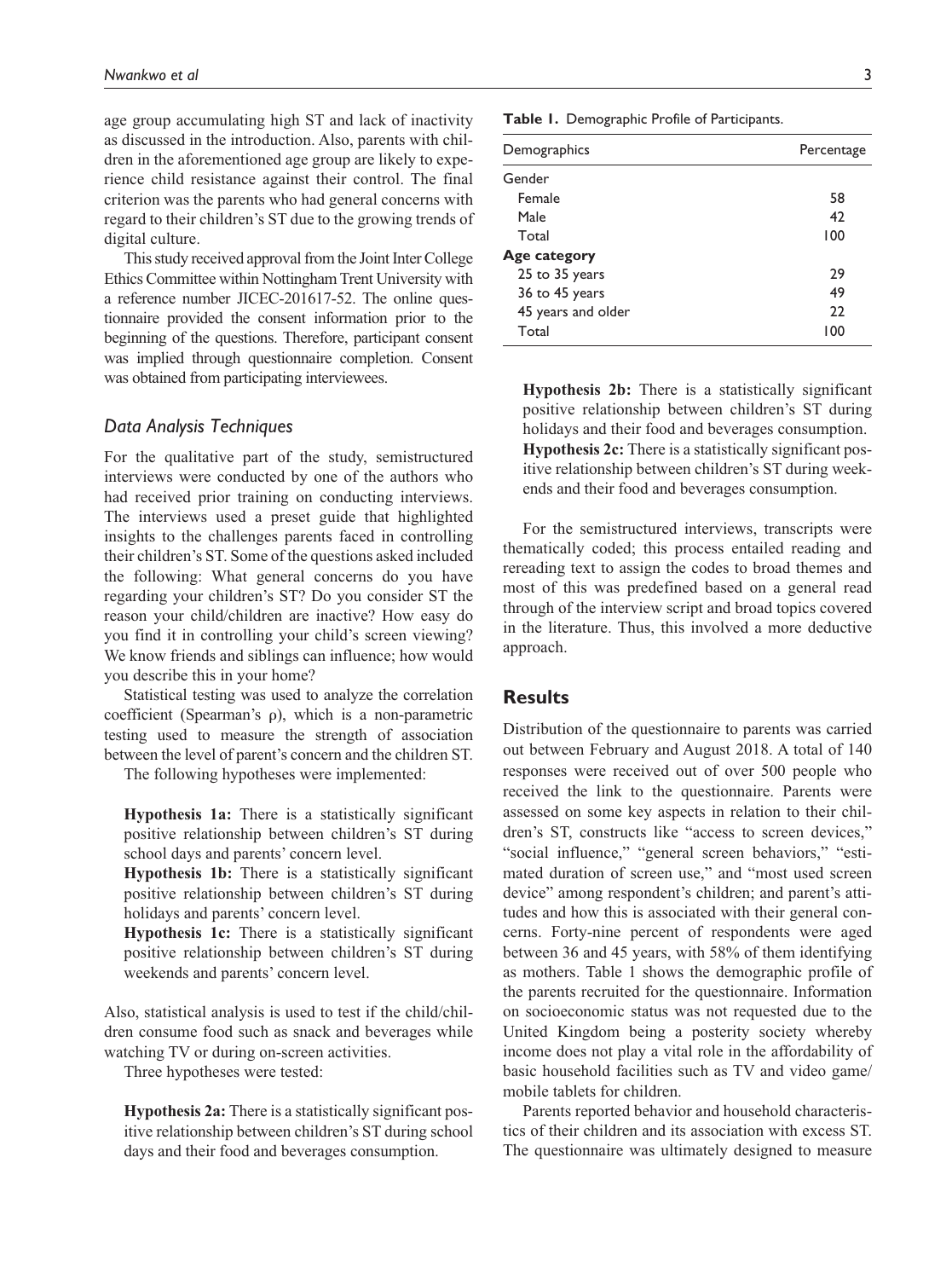age group accumulating high ST and lack of inactivity as discussed in the introduction. Also, parents with children in the aforementioned age group are likely to experience child resistance against their control. The final criterion was the parents who had general concerns with regard to their children's ST due to the growing trends of digital culture.

This study received approval from the Joint Inter College Ethics Committee within Nottingham Trent University with a reference number JICEC-201617-52. The online questionnaire provided the consent information prior to the beginning of the questions. Therefore, participant consent was implied through questionnaire completion. Consent was obtained from participating interviewees.

### *Data Analysis Techniques*

For the qualitative part of the study, semistructured interviews were conducted by one of the authors who had received prior training on conducting interviews. The interviews used a preset guide that highlighted insights to the challenges parents faced in controlling their children's ST. Some of the questions asked included the following: What general concerns do you have regarding your children's ST? Do you consider ST the reason your child/children are inactive? How easy do you find it in controlling your child's screen viewing? We know friends and siblings can influence; how would you describe this in your home?

Statistical testing was used to analyze the correlation coefficient (Spearman's ρ), which is a non-parametric testing used to measure the strength of association between the level of parent's concern and the children ST.

The following hypotheses were implemented:

**Hypothesis 1a:** There is a statistically significant positive relationship between children's ST during school days and parents' concern level.

**Hypothesis 1b:** There is a statistically significant positive relationship between children's ST during holidays and parents' concern level.

**Hypothesis 1c:** There is a statistically significant positive relationship between children's ST during weekends and parents' concern level.

Also, statistical analysis is used to test if the child/children consume food such as snack and beverages while watching TV or during on-screen activities.

Three hypotheses were tested:

**Hypothesis 2a:** There is a statistically significant positive relationship between children's ST during school days and their food and beverages consumption.

**Hypothesis 2b:** There is a statistically significant positive relationship between children's ST during holidays and their food and beverages consumption.

**Hypothesis 2c:** There is a statistically significant positive relationship between children's ST during weekends and their food and beverages consumption.

For the semistructured interviews, transcripts were thematically coded; this process entailed reading and rereading text to assign the codes to broad themes and most of this was predefined based on a general read through of the interview script and broad topics covered in the literature. Thus, this involved a more deductive approach.

## Results

Distribution of the questionnaire to parents was carried out between February and August 2018. A total of 140 responses were received out of over 500 people who received the link to the questionnaire. Parents were assessed on some key aspects in relation to their children's ST, constructs like "access to screen devices," "social influence," "general screen behaviors," "estimated duration of screen use," and "most used screen device" among respondent's children; and parent's attitudes and how this is associated with their general concerns. Forty-nine percent of respondents were aged between 36 and 45 years, with 58% of them identifying as mothers. Table 1 shows the demographic profile of the parents recruited for the questionnaire. Information on socioeconomic status was not requested due to the United Kingdom being a posterity society whereby income does not play a vital role in the affordability of basic household facilities such as TV and video game/mobile tablets for children.

Parents reported behavior and household characteristics of their children and its association with excess ST. The questionnaire was ultimately designed to measure

**Table 1.** Demographic Profile of Participants.

| Demographics | Percentage |
|---|---|
| Gender | |
| Female | 58 |
| Male | 42 |
| Total | 100 |
| **Age category** | |
| 25 to 35 years | 29 |
| 36 to 45 years | 49 |
| 45 years and older | 22 |
| Total | 100 |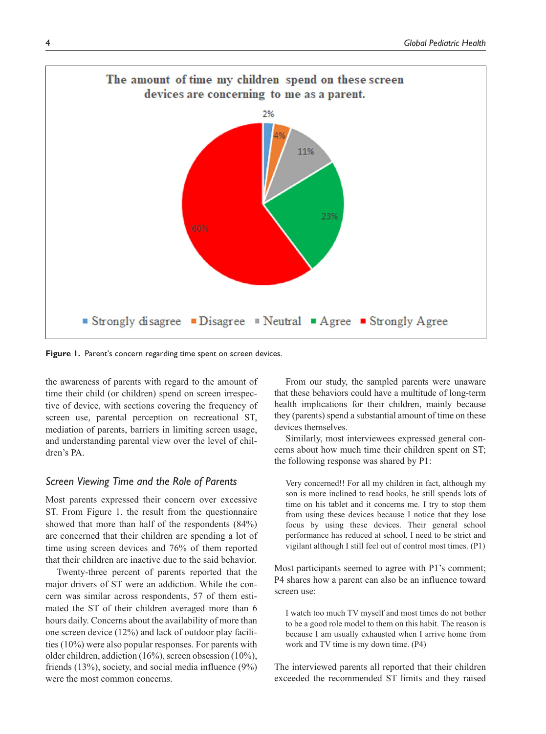The amount of time my children spend on these screen devices are concerning to me as a parent.

Figure 1. Parent's concern regarding time spent on screen devices.

the awareness of parents with regard to the amount of time their child (or children) spend on screen irrespective of device, with sections covering the frequency of screen use, parental perception on recreational ST, mediation of parents, barriers in limiting screen usage, and understanding parental view over the level of children's PA.

## *Screen Viewing Time and the Role of Parents*

Most parents expressed their concern over excessive ST. From Figure 1, the result from the questionnaire showed that more than half of the respondents (84%) are concerned that their children are spending a lot of time using screen devices and 76% of them reported that their children are inactive due to the said behavior.

Twenty-three percent of parents reported that the major drivers of ST were an addiction. While the concern was similar across respondents, 57 of them estimated the ST of their children averaged more than 6 hours daily. Concerns about the availability of more than one screen device (12%) and lack of outdoor play facilities (10%) were also popular responses. For parents with older children, addiction (16%), screen obsession (10%), friends (13%), society, and social media influence (9%) were the most common concerns.

From our study, the sampled parents were unaware that these behaviors could have a multitude of long-term health implications for their children, mainly because they (parents) spend a substantial amount of time on these devices themselves.

Similarly, most interviewees expressed general concerns about how much time their children spent on ST; the following response was shared by P1:

> Very concerned!! For all my children in fact, although my son is more inclined to read books, he still spends lots of time on his tablet and it concerns me. I try to stop them from using these devices because I notice that they lose focus by using these devices. Their general school performance has reduced at school, I need to be strict and vigilant although I still feel out of control most times. (P1)

Most participants seemed to agree with P1's comment; P4 shares how a parent can also be an influence toward screen use:

> I watch too much TV myself and most times do not bother to be a good role model to them on this habit. The reason is because I am usually exhausted when I arrive home from work and TV time is my down time. (P4)

The interviewed parents all reported that their children exceeded the recommended ST limits and they raised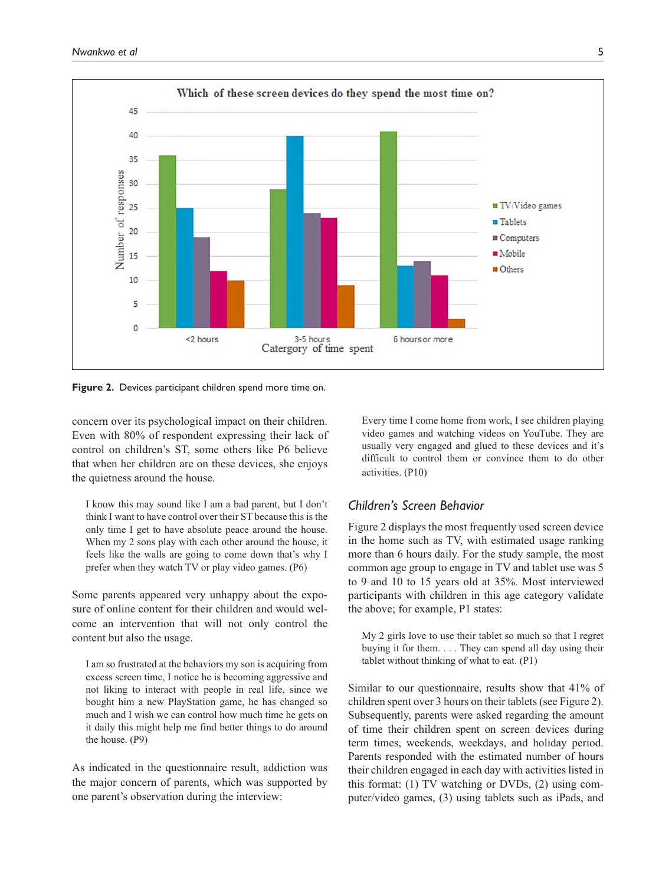Figure 2. Devices participant children spend more time on.

concern over its psychological impact on their children. Even with 80% of respondent expressing their lack of control on children's ST, some others like P6 believe that when her children are on these devices, she enjoys the quietness around the house.

> I know this may sound like I am a bad parent, but I don't think I want to have control over their ST because this is the only time I get to have absolute peace around the house. When my 2 sons play with each other around the house, it feels like the walls are going to come down that's why I prefer when they watch TV or play video games. (P6)

Some parents appeared very unhappy about the exposure of online content for their children and would welcome an intervention that will not only control the content but also the usage.

> I am so frustrated at the behaviors my son is acquiring from excess screen time, I notice he is becoming aggressive and not liking to interact with people in real life, since we bought him a new PlayStation game, he has changed so much and I wish we can control how much time he gets on it daily this might help me find better things to do around the house. (P9)

As indicated in the questionnaire result, addiction was the major concern of parents, which was supported by one parent's observation during the interview:

> Every time I come home from work, I see children playing video games and watching videos on YouTube. They are usually very engaged and glued to these devices and it's difficult to control them or convince them to do other activities. (P10)

## *Children's Screen Behavior*

Figure 2 displays the most frequently used screen device in the home such as TV, with estimated usage ranking more than 6 hours daily. For the study sample, the most common age group to engage in TV and tablet use was 5 to 9 and 10 to 15 years old at 35%. Most interviewed participants with children in this age category validate the above; for example, P1 states:

> My 2 girls love to use their tablet so much so that I regret buying it for them. . . . They can spend all day using their tablet without thinking of what to eat. (P1)

Similar to our questionnaire, results show that 41% of children spent over 3 hours on their tablets (see Figure 2). Subsequently, parents were asked regarding the amount of time their children spent on screen devices during term times, weekends, weekdays, and holiday period. Parents responded with the estimated number of hours their children engaged in each day with activities listed in this format: (1) TV watching or DVDs, (2) using computer/video games, (3) using tablets such as iPads, and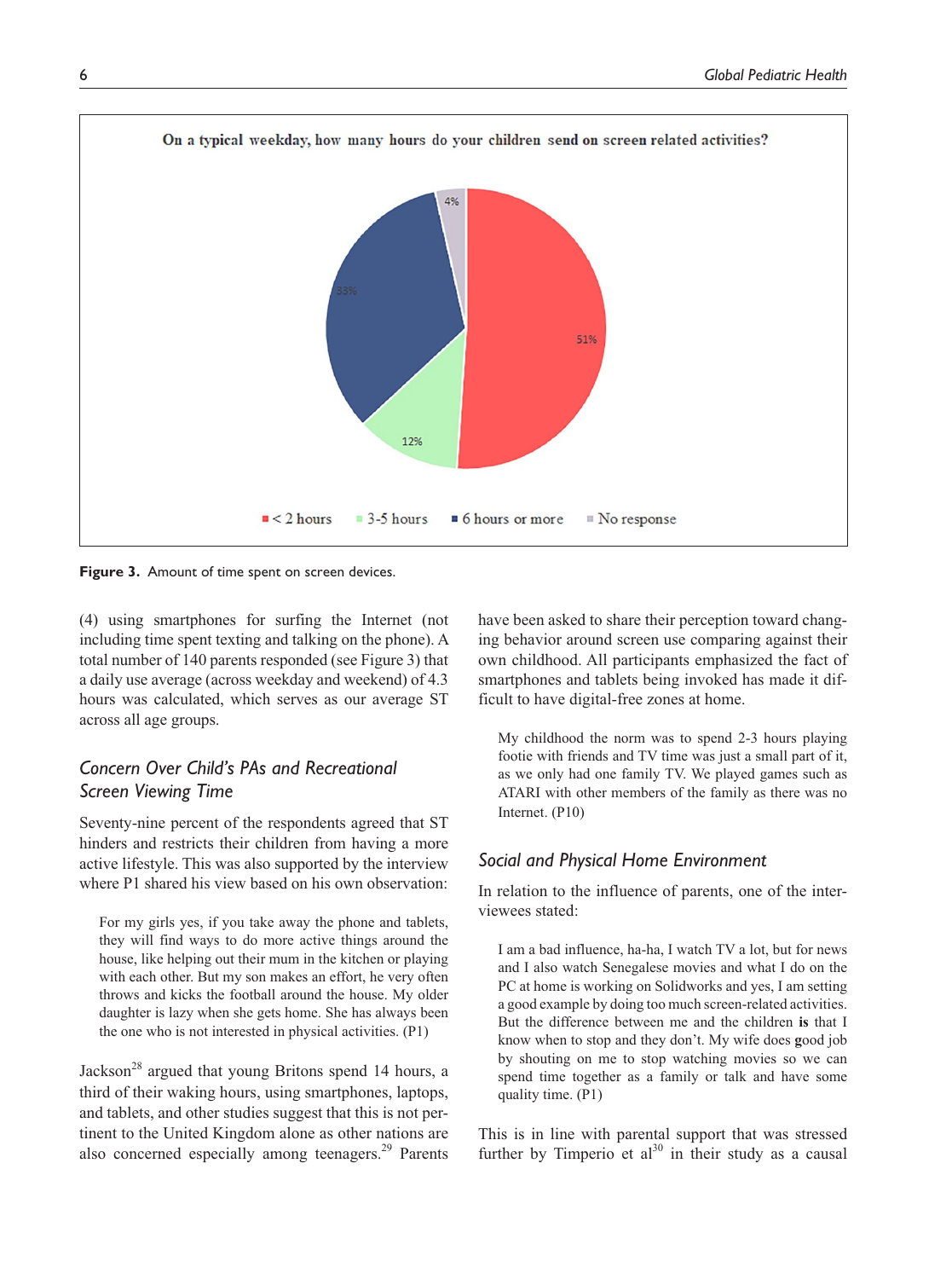On a typical weekday, how many hours do your children send on screen related activities?

- < 2 hours: 51%
- 3-5 hours: 12%
- 6 hours or more: 33%
- No response: 4%

**Figure 3.** Amount of time spent on screen devices.

(4) using smartphones for surfing the Internet (not including time spent texting and talking on the phone). A total number of 140 parents responded (see Figure 3) that a daily use average (across weekday and weekend) of 4.3 hours was calculated, which serves as our average ST across all age groups.

### *Concern Over Child's PAs and Recreational Screen Viewing Time*

Seventy-nine percent of the respondents agreed that ST hinders and restricts their children from having a more active lifestyle. This was also supported by the interview where P1 shared his view based on his own observation:

> For my girls yes, if you take away the phone and tablets, they will find ways to do more active things around the house, like helping out their mum in the kitchen or playing with each other. But my son makes an effort, he very often throws and kicks the football around the house. My older daughter is lazy when she gets home. She has always been the one who is not interested in physical activities. (P1)

Jackson[28] argued that young Britons spend 14 hours, a third of their waking hours, using smartphones, laptops, and tablets, and other studies suggest that this is not pertinent to the United Kingdom alone as other nations are also concerned especially among teenagers.[29] Parents have been asked to share their perception toward changing behavior around screen use comparing against their own childhood. All participants emphasized the fact of smartphones and tablets being invoked has made it difficult to have digital-free zones at home.

> My childhood the norm was to spend 2-3 hours playing footie with friends and TV time was just a small part of it, as we only had one family TV. We played games such as ATARI with other members of the family as there was no Internet. (P10)

### *Social and Physical Home Environment*

In relation to the influence of parents, one of the interviewees stated:

> I am a bad influence, ha-ha, I watch TV a lot, but for news and I also watch Senegalese movies and what I do on the PC at home is working on Solidworks and yes, I am setting a good example by doing too much screen-related activities. But the difference between me and the children **is** that I know when to stop and they don't. My wife does **g**ood job by shouting on me to stop watching movies so we can spend time together as a family or talk and have some quality time. (P1)

This is in line with parental support that was stressed further by Timperio et al[30] in their study as a causal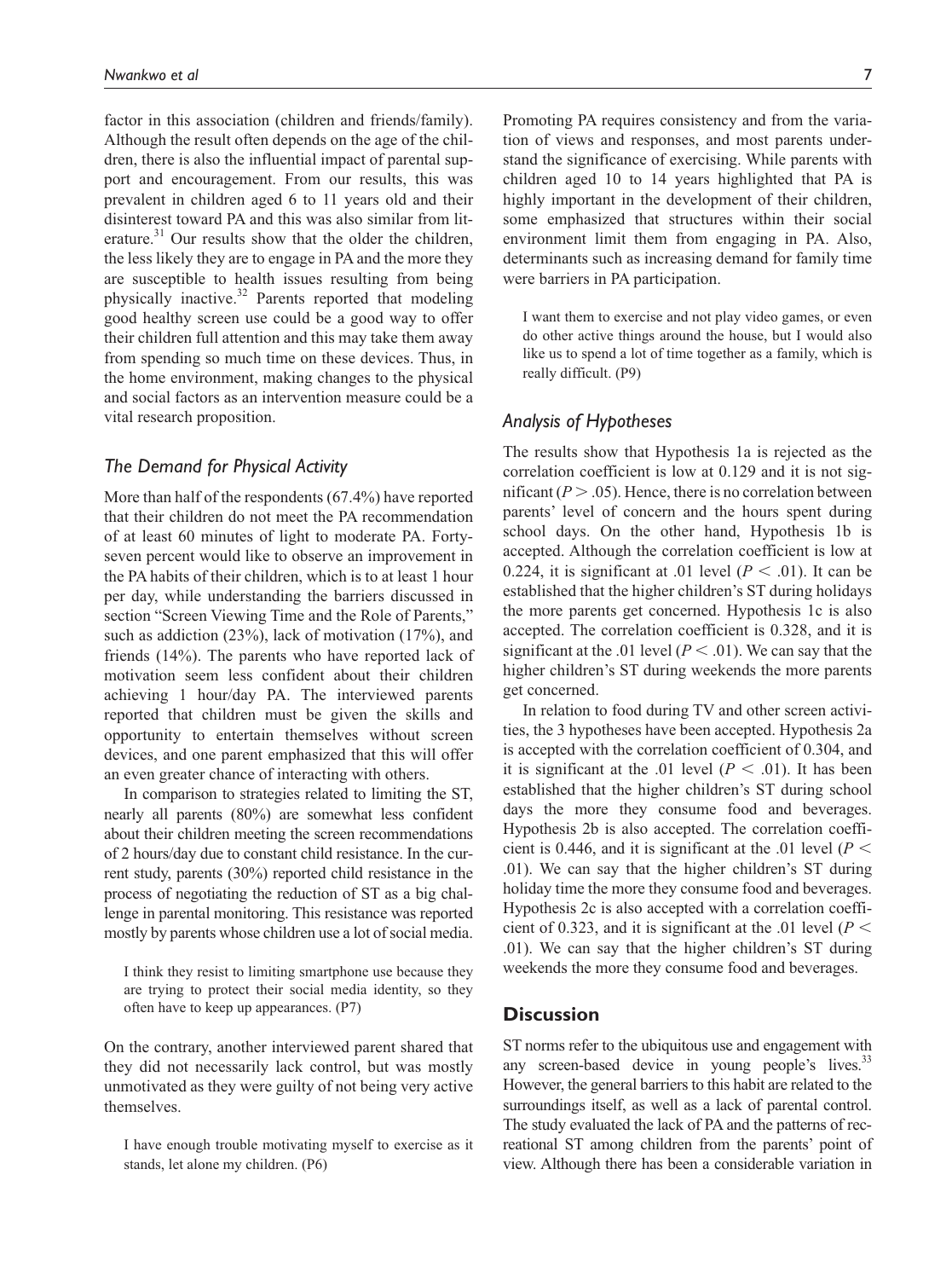factor in this association (children and friends/family). Although the result often depends on the age of the children, there is also the influential impact of parental support and encouragement. From our results, this was prevalent in children aged 6 to 11 years old and their disinterest toward PA and this was also similar from literature.[31] Our results show that the older the children, the less likely they are to engage in PA and the more they are susceptible to health issues resulting from being physically inactive.[32] Parents reported that modeling good healthy screen use could be a good way to offer their children full attention and this may take them away from spending so much time on these devices. Thus, in the home environment, making changes to the physical and social factors as an intervention measure could be a vital research proposition.

### *The Demand for Physical Activity*

More than half of the respondents (67.4%) have reported that their children do not meet the PA recommendation of at least 60 minutes of light to moderate PA. Forty-seven percent would like to observe an improvement in the PA habits of their children, which is to at least 1 hour per day, while understanding the barriers discussed in section "Screen Viewing Time and the Role of Parents," such as addiction (23%), lack of motivation (17%), and friends (14%). The parents who have reported lack of motivation seem less confident about their children achieving 1 hour/day PA. The interviewed parents reported that children must be given the skills and opportunity to entertain themselves without screen devices, and one parent emphasized that this will offer an even greater chance of interacting with others.

In comparison to strategies related to limiting the ST, nearly all parents (80%) are somewhat less confident about their children meeting the screen recommendations of 2 hours/day due to constant child resistance. In the current study, parents (30%) reported child resistance in the process of negotiating the reduction of ST as a big challenge in parental monitoring. This resistance was reported mostly by parents whose children use a lot of social media.

> I think they resist to limiting smartphone use because they are trying to protect their social media identity, so they often have to keep up appearances. (P7)

On the contrary, another interviewed parent shared that they did not necessarily lack control, but was mostly unmotivated as they were guilty of not being very active themselves.

> I have enough trouble motivating myself to exercise as it stands, let alone my children. (P6)

Promoting PA requires consistency and from the variation of views and responses, and most parents understand the significance of exercising. While parents with children aged 10 to 14 years highlighted that PA is highly important in the development of their children, some emphasized that structures within their social environment limit them from engaging in PA. Also, determinants such as increasing demand for family time were barriers in PA participation.

> I want them to exercise and not play video games, or even do other active things around the house, but I would also like us to spend a lot of time together as a family, which is really difficult. (P9)

### *Analysis of Hypotheses*

The results show that Hypothesis 1a is rejected as the correlation coefficient is low at 0.129 and it is not significant ($P > .05$). Hence, there is no correlation between parents' level of concern and the hours spent during school days. On the other hand, Hypothesis 1b is accepted. Although the correlation coefficient is low at 0.224, it is significant at .01 level ($P < .01$). It can be established that the higher children's ST during holidays the more parents get concerned. Hypothesis 1c is also accepted. The correlation coefficient is 0.328, and it is significant at the .01 level ($P < .01$). We can say that the higher children's ST during weekends the more parents get concerned.

In relation to food during TV and other screen activities, the 3 hypotheses have been accepted. Hypothesis 2a is accepted with the correlation coefficient of 0.304, and it is significant at the .01 level ($P < .01$). It has been established that the higher children's ST during school days the more they consume food and beverages. Hypothesis 2b is also accepted. The correlation coefficient is 0.446, and it is significant at the .01 level ($P < .01$). We can say that the higher children's ST during holiday time the more they consume food and beverages. Hypothesis 2c is also accepted with a correlation coefficient of 0.323, and it is significant at the .01 level ($P < .01$). We can say that the higher children's ST during weekends the more they consume food and beverages.

## Discussion

ST norms refer to the ubiquitous use and engagement with any screen-based device in young people's lives.[33] However, the general barriers to this habit are related to the surroundings itself, as well as a lack of parental control. The study evaluated the lack of PA and the patterns of recreational ST among children from the parents' point of view. Although there has been a considerable variation in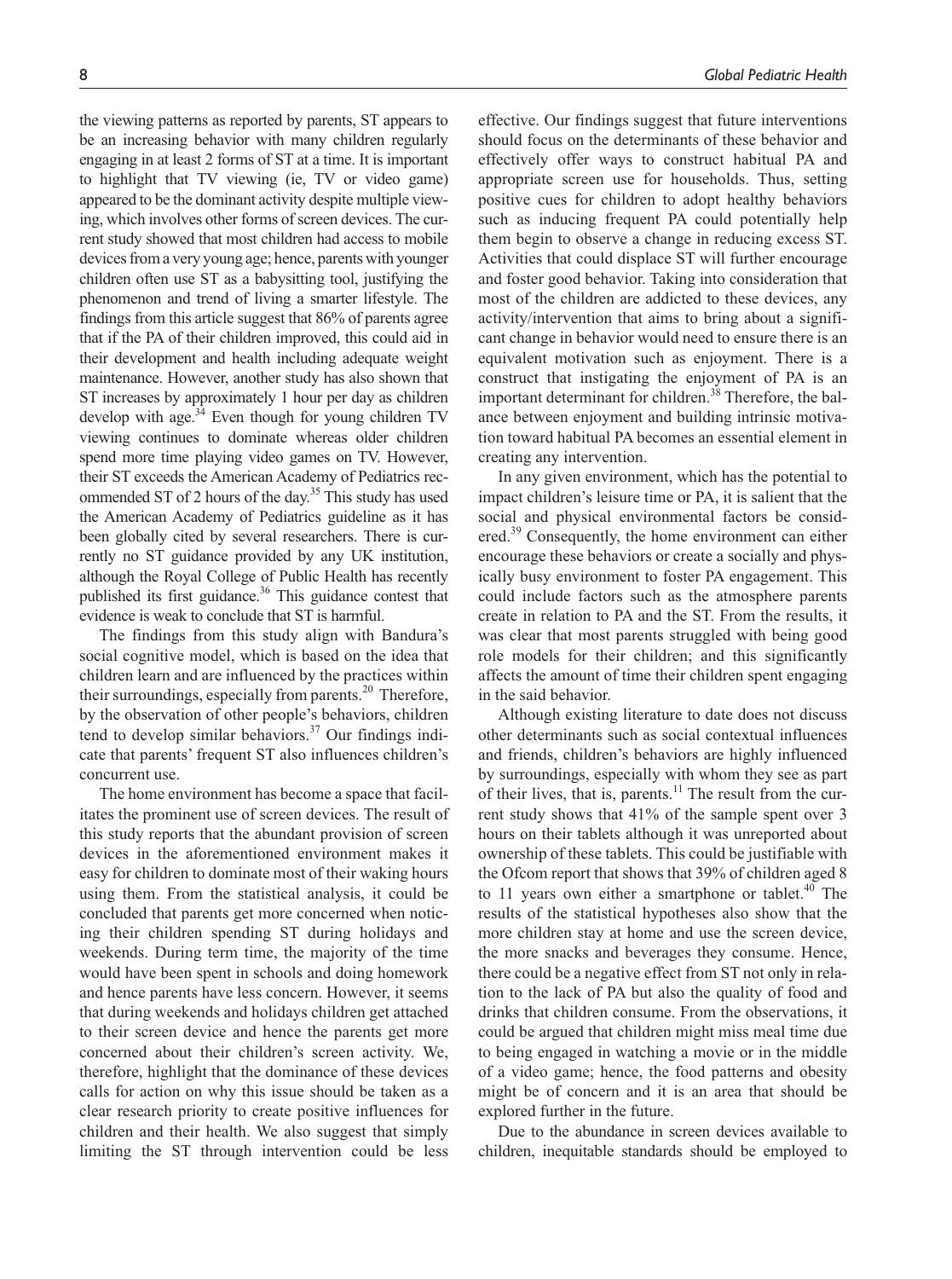the viewing patterns as reported by parents, ST appears to be an increasing behavior with many children regularly engaging in at least 2 forms of ST at a time. It is important to highlight that TV viewing (ie, TV or video game) appeared to be the dominant activity despite multiple viewing, which involves other forms of screen devices. The current study showed that most children had access to mobile devices from a very young age; hence, parents with younger children often use ST as a babysitting tool, justifying the phenomenon and trend of living a smarter lifestyle. The findings from this article suggest that 86% of parents agree that if the PA of their children improved, this could aid in their development and health including adequate weight maintenance. However, another study has also shown that ST increases by approximately 1 hour per day as children develop with age.[34] Even though for young children TV viewing continues to dominate whereas older children spend more time playing video games on TV. However, their ST exceeds the American Academy of Pediatrics recommended ST of 2 hours of the day.[35] This study has used the American Academy of Pediatrics guideline as it has been globally cited by several researchers. There is currently no ST guidance provided by any UK institution, although the Royal College of Public Health has recently published its first guidance.[36] This guidance contest that evidence is weak to conclude that ST is harmful.

The findings from this study align with Bandura's social cognitive model, which is based on the idea that children learn and are influenced by the practices within their surroundings, especially from parents.[20] Therefore, by the observation of other people's behaviors, children tend to develop similar behaviors.[37] Our findings indicate that parents' frequent ST also influences children's concurrent use.

The home environment has become a space that facilitates the prominent use of screen devices. The result of this study reports that the abundant provision of screen devices in the aforementioned environment makes it easy for children to dominate most of their waking hours using them. From the statistical analysis, it could be concluded that parents get more concerned when noticing their children spending ST during holidays and weekends. During term time, the majority of the time would have been spent in schools and doing homework and hence parents have less concern. However, it seems that during weekends and holidays children get attached to their screen device and hence the parents get more concerned about their children's screen activity. We, therefore, highlight that the dominance of these devices calls for action on why this issue should be taken as a clear research priority to create positive influences for children and their health. We also suggest that simply limiting the ST through intervention could be less effective. Our findings suggest that future interventions should focus on the determinants of these behavior and effectively offer ways to construct habitual PA and appropriate screen use for households. Thus, setting positive cues for children to adopt healthy behaviors such as inducing frequent PA could potentially help them begin to observe a change in reducing excess ST. Activities that could displace ST will further encourage and foster good behavior. Taking into consideration that most of the children are addicted to these devices, any activity/intervention that aims to bring about a significant change in behavior would need to ensure there is an equivalent motivation such as enjoyment. There is a construct that instigating the enjoyment of PA is an important determinant for children.[38] Therefore, the balance between enjoyment and building intrinsic motivation toward habitual PA becomes an essential element in creating any intervention.

In any given environment, which has the potential to impact children's leisure time or PA, it is salient that the social and physical environmental factors be considered.[39] Consequently, the home environment can either encourage these behaviors or create a socially and physically busy environment to foster PA engagement. This could include factors such as the atmosphere parents create in relation to PA and the ST. From the results, it was clear that most parents struggled with being good role models for their children; and this significantly affects the amount of time their children spent engaging in the said behavior.

Although existing literature to date does not discuss other determinants such as social contextual influences and friends, children's behaviors are highly influenced by surroundings, especially with whom they see as part of their lives, that is, parents.[11] The result from the current study shows that 41% of the sample spent over 3 hours on their tablets although it was unreported about ownership of these tablets. This could be justifiable with the Ofcom report that shows that 39% of children aged 8 to 11 years own either a smartphone or tablet.[40] The results of the statistical hypotheses also show that the more children stay at home and use the screen device, the more snacks and beverages they consume. Hence, there could be a negative effect from ST not only in relation to the lack of PA but also the quality of food and drinks that children consume. From the observations, it could be argued that children might miss meal time due to being engaged in watching a movie or in the middle of a video game; hence, the food patterns and obesity might be of concern and it is an area that should be explored further in the future.

Due to the abundance in screen devices available to children, inequitable standards should be employed to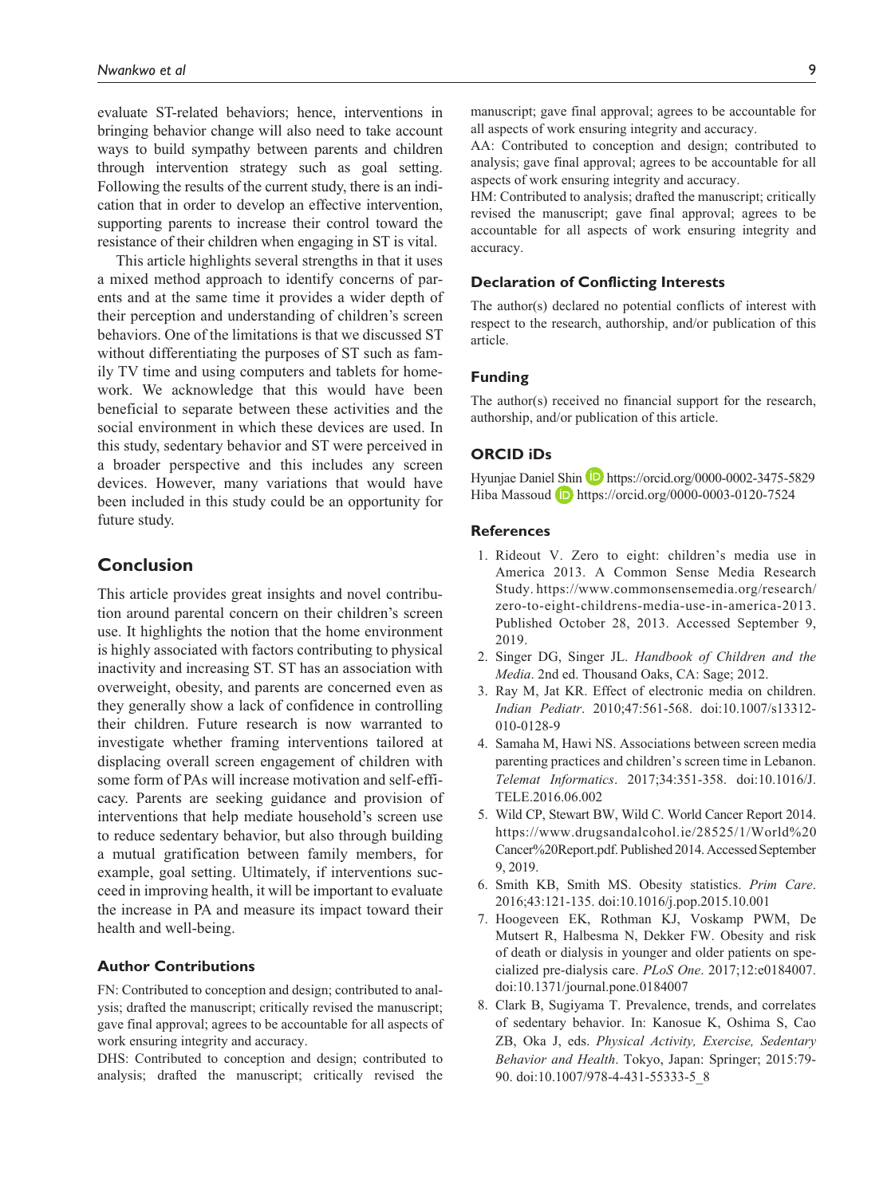evaluate ST-related behaviors; hence, interventions in bringing behavior change will also need to take account ways to build sympathy between parents and children through intervention strategy such as goal setting. Following the results of the current study, there is an indication that in order to develop an effective intervention, supporting parents to increase their control toward the resistance of their children when engaging in ST is vital.

This article highlights several strengths in that it uses a mixed method approach to identify concerns of parents and at the same time it provides a wider depth of their perception and understanding of children's screen behaviors. One of the limitations is that we discussed ST without differentiating the purposes of ST such as family TV time and using computers and tablets for homework. We acknowledge that this would have been beneficial to separate between these activities and the social environment in which these devices are used. In this study, sedentary behavior and ST were perceived in a broader perspective and this includes any screen devices. However, many variations that would have been included in this study could be an opportunity for future study.

## Conclusion

This article provides great insights and novel contribution around parental concern on their children's screen use. It highlights the notion that the home environment is highly associated with factors contributing to physical inactivity and increasing ST. ST has an association with overweight, obesity, and parents are concerned even as they generally show a lack of confidence in controlling their children. Future research is now warranted to investigate whether framing interventions tailored at displacing overall screen engagement of children with some form of PAs will increase motivation and self-efficacy. Parents are seeking guidance and provision of interventions that help mediate household's screen use to reduce sedentary behavior, but also through building a mutual gratification between family members, for example, goal setting. Ultimately, if interventions succeed in improving health, it will be important to evaluate the increase in PA and measure its impact toward their health and well-being.

### Author Contributions

FN: Contributed to conception and design; contributed to analysis; drafted the manuscript; critically revised the manuscript; gave final approval; agrees to be accountable for all aspects of work ensuring integrity and accuracy.

DHS: Contributed to conception and design; contributed to analysis; drafted the manuscript; critically revised the manuscript; gave final approval; agrees to be accountable for all aspects of work ensuring integrity and accuracy.

AA: Contributed to conception and design; contributed to analysis; gave final approval; agrees to be accountable for all aspects of work ensuring integrity and accuracy.

HM: Contributed to analysis; drafted the manuscript; critically revised the manuscript; gave final approval; agrees to be accountable for all aspects of work ensuring integrity and accuracy.

### Declaration of Conflicting Interests

The author(s) declared no potential conflicts of interest with respect to the research, authorship, and/or publication of this article.

### Funding

The author(s) received no financial support for the research, authorship, and/or publication of this article.

### ORCID iDs

Hyunjae Daniel Shin https://orcid.org/0000-0002-3475-5829
Hiba Massoud https://orcid.org/0000-0003-0120-7524

### References

1. Rideout V. Zero to eight: children's media use in America 2013. A Common Sense Media Research Study. https://www.commonsensemedia.org/research/zero-to-eight-childrens-media-use-in-america-2013. Published October 28, 2013. Accessed September 9, 2019.
2. Singer DG, Singer JL. *Handbook of Children and the Media*. 2nd ed. Thousand Oaks, CA: Sage; 2012.
3. Ray M, Jat KR. Effect of electronic media on children. *Indian Pediatr*. 2010;47:561-568. doi:10.1007/s13312-010-0128-9
4. Samaha M, Hawi NS. Associations between screen media parenting practices and children's screen time in Lebanon. *Telemat Informatics*. 2017;34:351-358. doi:10.1016/J.TELE.2016.06.002
5. Wild CP, Stewart BW, Wild C. World Cancer Report 2014. https://www.drugsandalcohol.ie/28525/1/World%20Cancer%20Report.pdf. Published 2014. Accessed September 9, 2019.
6. Smith KB, Smith MS. Obesity statistics. *Prim Care*. 2016;43:121-135. doi:10.1016/j.pop.2015.10.001
7. Hoogeveen EK, Rothman KJ, Voskamp PWM, De Mutsert R, Halbesma N, Dekker FW. Obesity and risk of death or dialysis in younger and older patients on specialized pre-dialysis care. *PLoS One*. 2017;12:e0184007. doi:10.1371/journal.pone.0184007
8. Clark B, Sugiyama T. Prevalence, trends, and correlates of sedentary behavior. In: Kanosue K, Oshima S, Cao ZB, Oka J, eds. *Physical Activity, Exercise, Sedentary Behavior and Health*. Tokyo, Japan: Springer; 2015:79-90. doi:10.1007/978-4-431-55333-5_8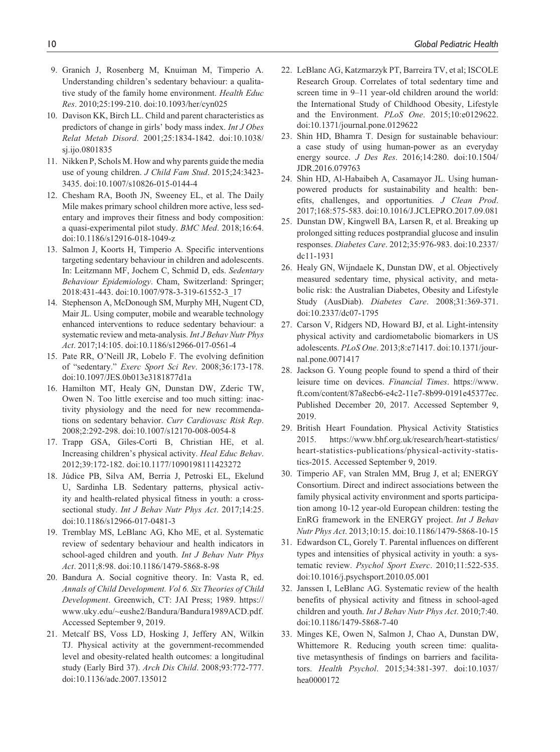9. Granich J, Rosenberg M, Knuiman M, Timperio A. Understanding children's sedentary behaviour: a qualitative study of the family home environment. *Health Educ Res*. 2010;25:199-210. doi:10.1093/her/cyn025
10. Davison KK, Birch LL. Child and parent characteristics as predictors of change in girls' body mass index. *Int J Obes Relat Metab Disord*. 2001;25:1834-1842. doi:10.1038/sj.ijo.0801835
11. Nikken P, Schols M. How and why parents guide the media use of young children. *J Child Fam Stud*. 2015;24:3423-3435. doi:10.1007/s10826-015-0144-4
12. Chesham RA, Booth JN, Sweeney EL, et al. The Daily Mile makes primary school children more active, less sedentary and improves their fitness and body composition: a quasi-experimental pilot study. *BMC Med*. 2018;16:64. doi:10.1186/s12916-018-1049-z
13. Salmon J, Koorts H, Timperio A. Specific interventions targeting sedentary behaviour in children and adolescents. In: Leitzmann MF, Jochem C, Schmid D, eds. *Sedentary Behaviour Epidemiology*. Cham, Switzerland: Springer; 2018:431-443. doi:10.1007/978-3-319-61552-3_17
14. Stephenson A, McDonough SM, Murphy MH, Nugent CD, Mair JL. Using computer, mobile and wearable technology enhanced interventions to reduce sedentary behaviour: a systematic review and meta-analysis. *Int J Behav Nutr Phys Act*. 2017;14:105. doi:10.1186/s12966-017-0561-4
15. Pate RR, O'Neill JR, Lobelo F. The evolving definition of "sedentary." *Exerc Sport Sci Rev*. 2008;36:173-178. doi:10.1097/JES.0b013e3181877d1a
16. Hamilton MT, Healy GN, Dunstan DW, Zderic TW, Owen N. Too little exercise and too much sitting: inactivity physiology and the need for new recommendations on sedentary behavior. *Curr Cardiovasc Risk Rep*. 2008;2:292-298. doi:10.1007/s12170-008-0054-8
17. Trapp GSA, Giles-Corti B, Christian HE, et al. Increasing children's physical activity. *Heal Educ Behav*. 2012;39:172-182. doi:10.1177/1090198111423272
18. Júdice PB, Silva AM, Berria J, Petroski EL, Ekelund U, Sardinha LB. Sedentary patterns, physical activity and health-related physical fitness in youth: a cross-sectional study. *Int J Behav Nutr Phys Act*. 2017;14:25. doi:10.1186/s12966-017-0481-3
19. Tremblay MS, LeBlanc AG, Kho ME, et al. Systematic review of sedentary behaviour and health indicators in school-aged children and youth. *Int J Behav Nutr Phys Act*. 2011;8:98. doi:10.1186/1479-5868-8-98
20. Bandura A. Social cognitive theory. In: Vasta R, ed. *Annals of Child Development. Vol 6. Six Theories of Child Development*. Greenwich, CT: JAI Press; 1989. https://www.uky.edu/~eushe2/Bandura/Bandura1989ACD.pdf. Accessed September 9, 2019.
21. Metcalf BS, Voss LD, Hosking J, Jeffery AN, Wilkin TJ. Physical activity at the government-recommended level and obesity-related health outcomes: a longitudinal study (Early Bird 37). *Arch Dis Child*. 2008;93:772-777. doi:10.1136/adc.2007.135012
22. LeBlanc AG, Katzmarzyk PT, Barreira TV, et al; ISCOLE Research Group. Correlates of total sedentary time and screen time in 9–11 year-old children around the world: the International Study of Childhood Obesity, Lifestyle and the Environment. *PLoS One*. 2015;10:e0129622. doi:10.1371/journal.pone.0129622
23. Shin HD, Bhamra T. Design for sustainable behaviour: a case study of using human-power as an everyday energy source. *J Des Res*. 2016;14:280. doi:10.1504/JDR.2016.079763
24. Shin HD, Al-Habaibeh A, Casamayor JL. Using human-powered products for sustainability and health: benefits, challenges, and opportunities. *J Clean Prod*. 2017;168:575-583. doi:10.1016/J.JCLEPRO.2017.09.081
25. Dunstan DW, Kingwell BA, Larsen R, et al. Breaking up prolonged sitting reduces postprandial glucose and insulin responses. *Diabetes Care*. 2012;35:976-983. doi:10.2337/dc11-1931
26. Healy GN, Wijndaele K, Dunstan DW, et al. Objectively measured sedentary time, physical activity, and metabolic risk: the Australian Diabetes, Obesity and Lifestyle Study (AusDiab). *Diabetes Care*. 2008;31:369-371. doi:10.2337/dc07-1795
27. Carson V, Ridgers ND, Howard BJ, et al. Light-intensity physical activity and cardiometabolic biomarkers in US adolescents. *PLoS One*. 2013;8:e71417. doi:10.1371/journal.pone.0071417
28. Jackson G. Young people found to spend a third of their leisure time on devices. *Financial Times*. https://www.ft.com/content/87a8ecb6-e4c2-11e7-8b99-0191e45377ec. Published December 20, 2017. Accessed September 9, 2019.
29. British Heart Foundation. Physical Activity Statistics 2015. https://www.bhf.org.uk/research/heart-statistics/heart-statistics-publications/physical-activity-statistics-2015. Accessed September 9, 2019.
30. Timperio AF, van Stralen MM, Brug J, et al; ENERGY Consortium. Direct and indirect associations between the family physical activity environment and sports participation among 10-12 year-old European children: testing the EnRG framework in the ENERGY project. *Int J Behav Nutr Phys Act*. 2013;10:15. doi:10.1186/1479-5868-10-15
31. Edwardson CL, Gorely T. Parental influences on different types and intensities of physical activity in youth: a systematic review. *Psychol Sport Exerc*. 2010;11:522-535. doi:10.1016/j.psychsport.2010.05.001
32. Janssen I, LeBlanc AG. Systematic review of the health benefits of physical activity and fitness in school-aged children and youth. *Int J Behav Nutr Phys Act*. 2010;7:40. doi:10.1186/1479-5868-7-40
33. Minges KE, Owen N, Salmon J, Chao A, Dunstan DW, Whittemore R. Reducing youth screen time: qualitative metasynthesis of findings on barriers and facilitators. *Health Psychol*. 2015;34:381-397. doi:10.1037/hea0000172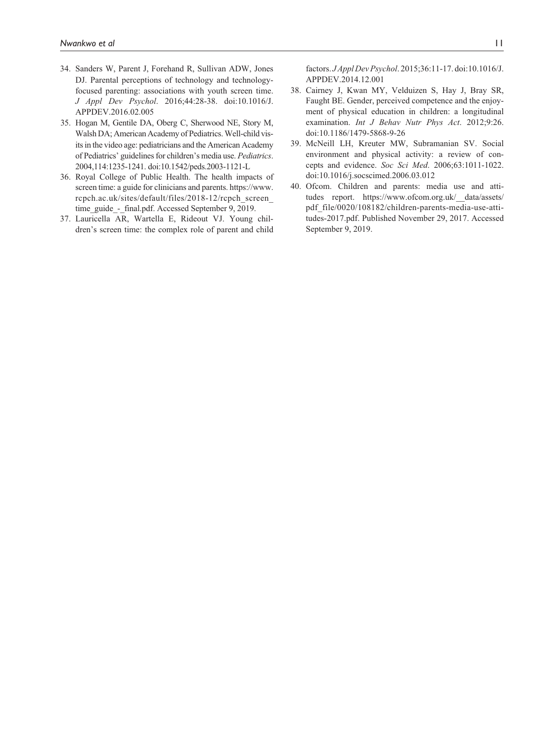34. Sanders W, Parent J, Forehand R, Sullivan ADW, Jones DJ. Parental perceptions of technology and technology-focused parenting: associations with youth screen time. *J Appl Dev Psychol*. 2016;44:28-38. doi:10.1016/J.APPDEV.2016.02.005
35. Hogan M, Gentile DA, Oberg C, Sherwood NE, Story M, Walsh DA; American Academy of Pediatrics. Well-child visits in the video age: pediatricians and the American Academy of Pediatrics' guidelines for children's media use. *Pediatrics*. 2004,114:1235-1241. doi:10.1542/peds.2003-1121-L
36. Royal College of Public Health. The health impacts of screen time: a guide for clinicians and parents. https://www.rcpch.ac.uk/sites/default/files/2018-12/rcpch_screen_time_guide_-_final.pdf. Accessed September 9, 2019.
37. Lauricella AR, Wartella E, Rideout VJ. Young children's screen time: the complex role of parent and child factors. *J Appl Dev Psychol*. 2015;36:11-17. doi:10.1016/J.APPDEV.2014.12.001
38. Cairney J, Kwan MY, Velduizen S, Hay J, Bray SR, Faught BE. Gender, perceived competence and the enjoyment of physical education in children: a longitudinal examination. *Int J Behav Nutr Phys Act*. 2012;9:26. doi:10.1186/1479-5868-9-26
39. McNeill LH, Kreuter MW, Subramanian SV. Social environment and physical activity: a review of concepts and evidence. *Soc Sci Med*. 2006;63:1011-1022. doi:10.1016/j.socscimed.2006.03.012
40. Ofcom. Children and parents: media use and attitudes report. https://www.ofcom.org.uk/__data/assets/pdf_file/0020/108182/children-parents-media-use-attitudes-2017.pdf. Published November 29, 2017. Accessed September 9, 2019.